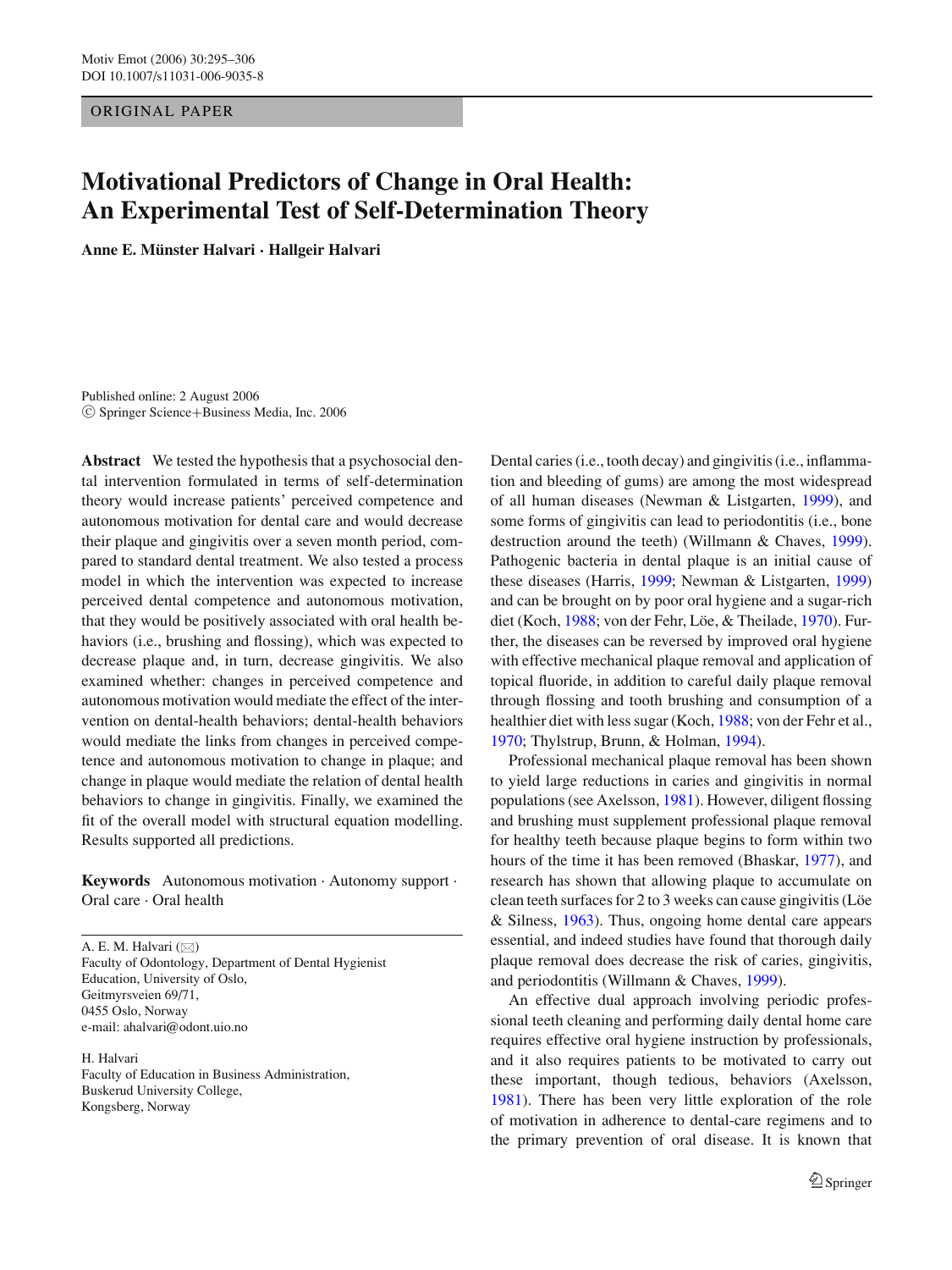ORIGINAL PAPER

# Motivational Predictors of Change in Oral Health: An Experimental Test of Self-Determination Theory

**Anne E. Münster Halvari · Hallgeir Halvari**

Published online: 2 August 2006
© Springer Science+Business Media, Inc. 2006

**Abstract** We tested the hypothesis that a psychosocial dental intervention formulated in terms of self-determination theory would increase patients' perceived competence and autonomous motivation for dental care and would decrease their plaque and gingivitis over a seven month period, compared to standard dental treatment. We also tested a process model in which the intervention was expected to increase perceived dental competence and autonomous motivation, that they would be positively associated with oral health behaviors (i.e., brushing and flossing), which was expected to decrease plaque and, in turn, decrease gingivitis. We also examined whether: changes in perceived competence and autonomous motivation would mediate the effect of the intervention on dental-health behaviors; dental-health behaviors would mediate the links from changes in perceived competence and autonomous motivation to change in plaque; and change in plaque would mediate the relation of dental health behaviors to change in gingivitis. Finally, we examined the fit of the overall model with structural equation modelling. Results supported all predictions.

**Keywords** Autonomous motivation · Autonomy support · Oral care · Oral health

A. E. M. Halvari (✉)
Faculty of Odontology, Department of Dental Hygienist Education, University of Oslo,
Geitmyrsveien 69/71,
0455 Oslo, Norway
e-mail: ahalvari@odont.uio.no

H. Halvari
Faculty of Education in Business Administration,
Buskerud University College,
Kongsberg, Norway

Dental caries (i.e., tooth decay) and gingivitis (i.e., inflammation and bleeding of gums) are among the most widespread of all human diseases (Newman & Listgarten, 1999), and some forms of gingivitis can lead to periodontitis (i.e., bone destruction around the teeth) (Willmann & Chaves, 1999). Pathogenic bacteria in dental plaque is an initial cause of these diseases (Harris, 1999; Newman & Listgarten, 1999) and can be brought on by poor oral hygiene and a sugar-rich diet (Koch, 1988; von der Fehr, Löe, & Theilade, 1970). Further, the diseases can be reversed by improved oral hygiene with effective mechanical plaque removal and application of topical fluoride, in addition to careful daily plaque removal through flossing and tooth brushing and consumption of a healthier diet with less sugar (Koch, 1988; von der Fehr et al., 1970; Thylstrup, Brunn, & Holman, 1994).

Professional mechanical plaque removal has been shown to yield large reductions in caries and gingivitis in normal populations (see Axelsson, 1981). However, diligent flossing and brushing must supplement professional plaque removal for healthy teeth because plaque begins to form within two hours of the time it has been removed (Bhaskar, 1977), and research has shown that allowing plaque to accumulate on clean teeth surfaces for 2 to 3 weeks can cause gingivitis (Löe & Silness, 1963). Thus, ongoing home dental care appears essential, and indeed studies have found that thorough daily plaque removal does decrease the risk of caries, gingivitis, and periodontitis (Willmann & Chaves, 1999).

An effective dual approach involving periodic professional teeth cleaning and performing daily dental home care requires effective oral hygiene instruction by professionals, and it also requires patients to be motivated to carry out these important, though tedious, behaviors (Axelsson, 1981). There has been very little exploration of the role of motivation in adherence to dental-care regimens and to the primary prevention of oral disease. It is known that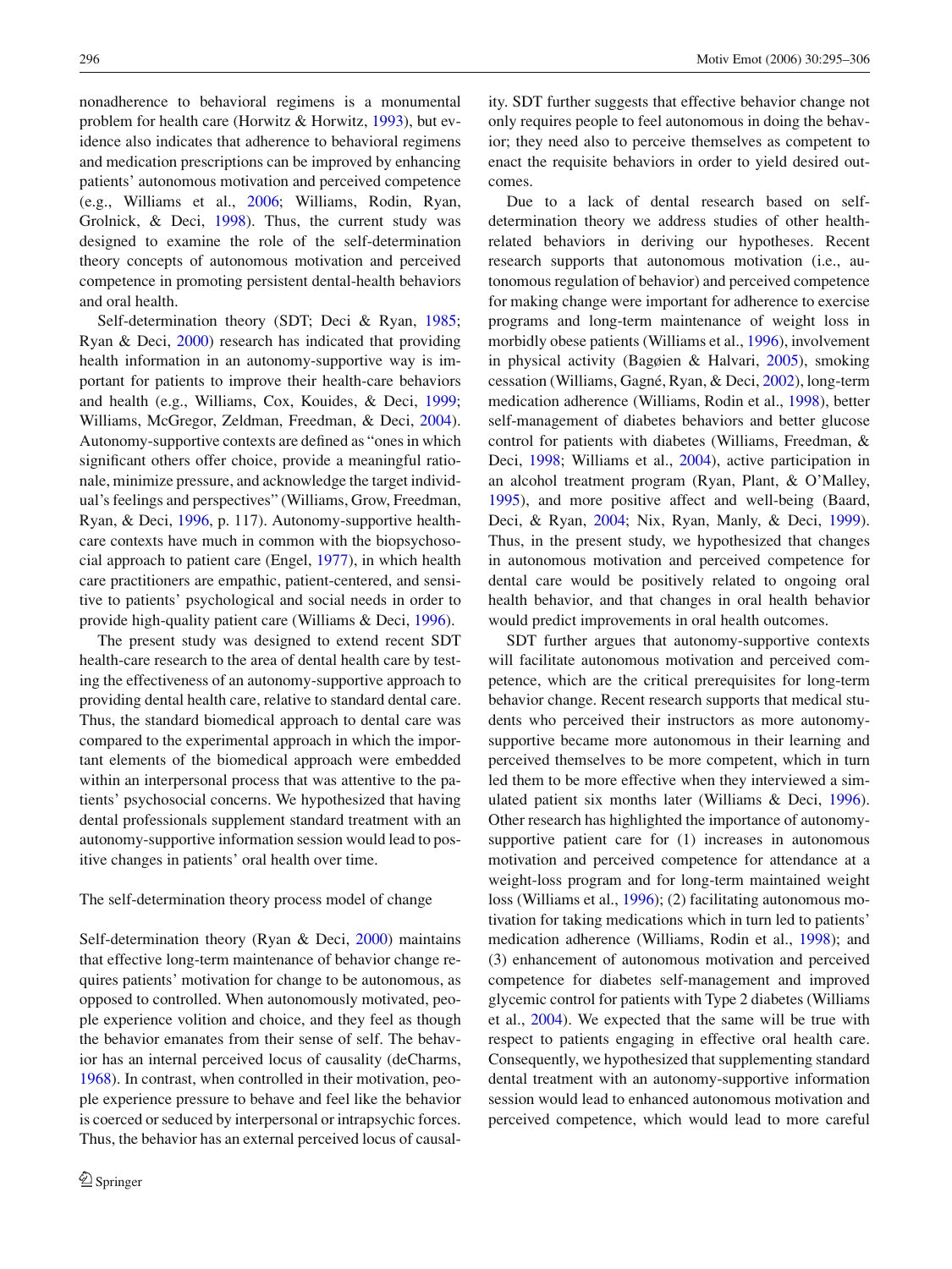nonadherence to behavioral regimens is a monumental problem for health care (Horwitz & Horwitz, 1993), but evidence also indicates that adherence to behavioral regimens and medication prescriptions can be improved by enhancing patients' autonomous motivation and perceived competence (e.g., Williams et al., 2006; Williams, Rodin, Ryan, Grolnick, & Deci, 1998). Thus, the current study was designed to examine the role of the self-determination theory concepts of autonomous motivation and perceived competence in promoting persistent dental-health behaviors and oral health.

Self-determination theory (SDT; Deci & Ryan, 1985; Ryan & Deci, 2000) research has indicated that providing health information in an autonomy-supportive way is important for patients to improve their health-care behaviors and health (e.g., Williams, Cox, Kouides, & Deci, 1999; Williams, McGregor, Zeldman, Freedman, & Deci, 2004). Autonomy-supportive contexts are defined as "ones in which significant others offer choice, provide a meaningful rationale, minimize pressure, and acknowledge the target individual's feelings and perspectives" (Williams, Grow, Freedman, Ryan, & Deci, 1996, p. 117). Autonomy-supportive health-care contexts have much in common with the biopsychosocial approach to patient care (Engel, 1977), in which health care practitioners are empathic, patient-centered, and sensitive to patients' psychological and social needs in order to provide high-quality patient care (Williams & Deci, 1996).

The present study was designed to extend recent SDT health-care research to the area of dental health care by testing the effectiveness of an autonomy-supportive approach to providing dental health care, relative to standard dental care. Thus, the standard biomedical approach to dental care was compared to the experimental approach in which the important elements of the biomedical approach were embedded within an interpersonal process that was attentive to the patients' psychosocial concerns. We hypothesized that having dental professionals supplement standard treatment with an autonomy-supportive information session would lead to positive changes in patients' oral health over time.

## The self-determination theory process model of change

Self-determination theory (Ryan & Deci, 2000) maintains that effective long-term maintenance of behavior change requires patients' motivation for change to be autonomous, as opposed to controlled. When autonomously motivated, people experience volition and choice, and they feel as though the behavior emanates from their sense of self. The behavior has an internal perceived locus of causality (deCharms, 1968). In contrast, when controlled in their motivation, people experience pressure to behave and feel like the behavior is coerced or seduced by interpersonal or intrapsychic forces. Thus, the behavior has an external perceived locus of causality. SDT further suggests that effective behavior change not only requires people to feel autonomous in doing the behavior; they need also to perceive themselves as competent to enact the requisite behaviors in order to yield desired outcomes.

Due to a lack of dental research based on self-determination theory we address studies of other health-related behaviors in deriving our hypotheses. Recent research supports that autonomous motivation (i.e., autonomous regulation of behavior) and perceived competence for making change were important for adherence to exercise programs and long-term maintenance of weight loss in morbidly obese patients (Williams et al., 1996), involvement in physical activity (Bagøien & Halvari, 2005), smoking cessation (Williams, Gagné, Ryan, & Deci, 2002), long-term medication adherence (Williams, Rodin et al., 1998), better self-management of diabetes behaviors and better glucose control for patients with diabetes (Williams, Freedman, & Deci, 1998; Williams et al., 2004), active participation in an alcohol treatment program (Ryan, Plant, & O'Malley, 1995), and more positive affect and well-being (Baard, Deci, & Ryan, 2004; Nix, Ryan, Manly, & Deci, 1999). Thus, in the present study, we hypothesized that changes in autonomous motivation and perceived competence for dental care would be positively related to ongoing oral health behavior, and that changes in oral health behavior would predict improvements in oral health outcomes.

SDT further argues that autonomy-supportive contexts will facilitate autonomous motivation and perceived competence, which are the critical prerequisites for long-term behavior change. Recent research supports that medical students who perceived their instructors as more autonomy-supportive became more autonomous in their learning and perceived themselves to be more competent, which in turn led them to be more effective when they interviewed a simulated patient six months later (Williams & Deci, 1996). Other research has highlighted the importance of autonomy-supportive patient care for (1) increases in autonomous motivation and perceived competence for attendance at a weight-loss program and for long-term maintained weight loss (Williams et al., 1996); (2) facilitating autonomous motivation for taking medications which in turn led to patients' medication adherence (Williams, Rodin et al., 1998); and (3) enhancement of autonomous motivation and perceived competence for diabetes self-management and improved glycemic control for patients with Type 2 diabetes (Williams et al., 2004). We expected that the same will be true with respect to patients engaging in effective oral health care. Consequently, we hypothesized that supplementing standard dental treatment with an autonomy-supportive information session would lead to enhanced autonomous motivation and perceived competence, which would lead to more careful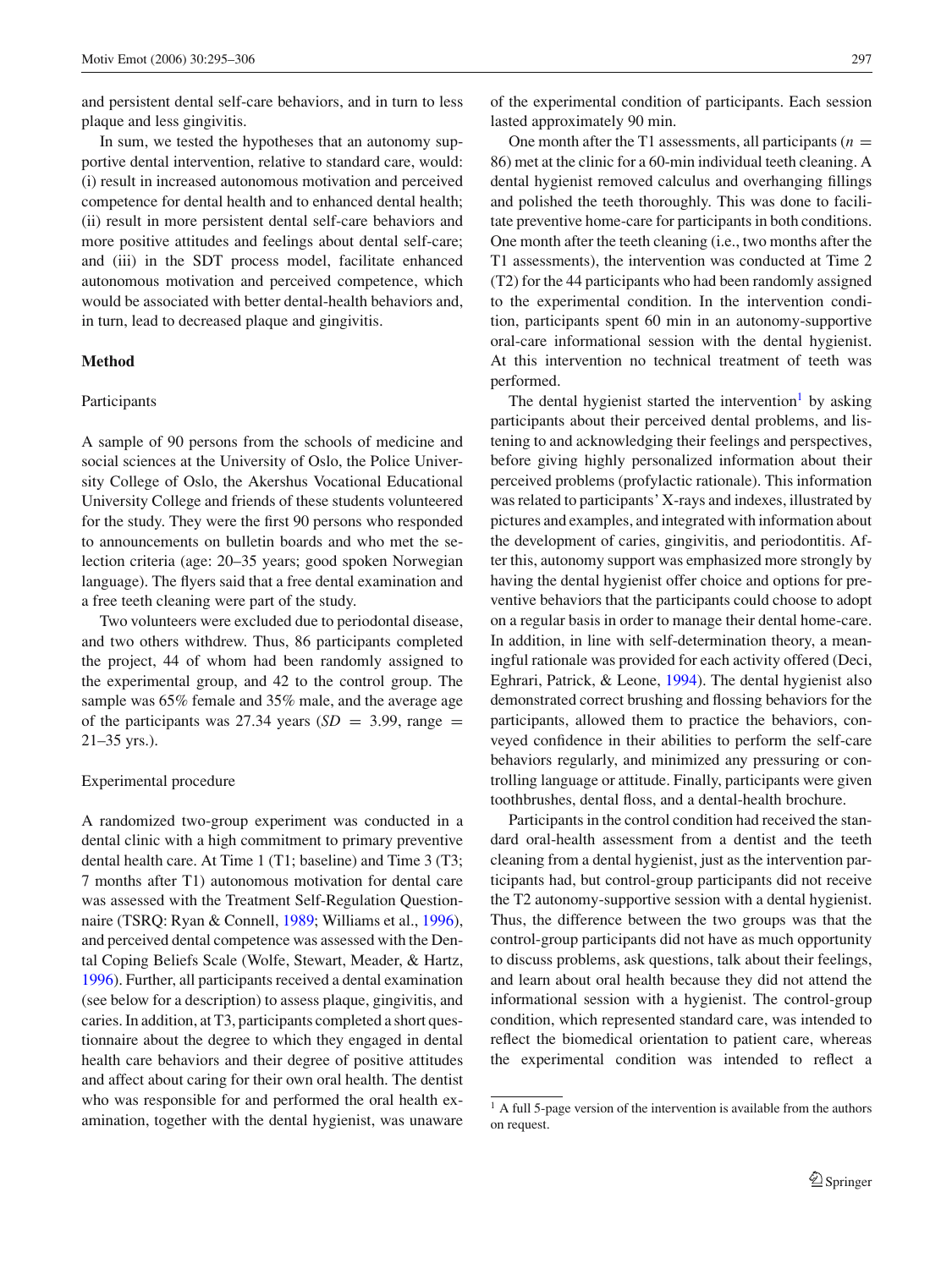and persistent dental self-care behaviors, and in turn to less plaque and less gingivitis.

In sum, we tested the hypotheses that an autonomy supportive dental intervention, relative to standard care, would: (i) result in increased autonomous motivation and perceived competence for dental health and to enhanced dental health; (ii) result in more persistent dental self-care behaviors and more positive attitudes and feelings about dental self-care; and (iii) in the SDT process model, facilitate enhanced autonomous motivation and perceived competence, which would be associated with better dental-health behaviors and, in turn, lead to decreased plaque and gingivitis.

## Method

### Participants

A sample of 90 persons from the schools of medicine and social sciences at the University of Oslo, the Police University College of Oslo, the Akershus Vocational Educational University College and friends of these students volunteered for the study. They were the first 90 persons who responded to announcements on bulletin boards and who met the selection criteria (age: 20–35 years; good spoken Norwegian language). The flyers said that a free dental examination and a free teeth cleaning were part of the study.

Two volunteers were excluded due to periodontal disease, and two others withdrew. Thus, 86 participants completed the project, 44 of whom had been randomly assigned to the experimental group, and 42 to the control group. The sample was 65% female and 35% male, and the average age of the participants was 27.34 years ($SD = 3.99$, range = 21–35 yrs.).

### Experimental procedure

A randomized two-group experiment was conducted in a dental clinic with a high commitment to primary preventive dental health care. At Time 1 (T1; baseline) and Time 3 (T3; 7 months after T1) autonomous motivation for dental care was assessed with the Treatment Self-Regulation Questionnaire (TSRQ: Ryan & Connell, 1989; Williams et al., 1996), and perceived dental competence was assessed with the Dental Coping Beliefs Scale (Wolfe, Stewart, Meader, & Hartz, 1996). Further, all participants received a dental examination (see below for a description) to assess plaque, gingivitis, and caries. In addition, at T3, participants completed a short questionnaire about the degree to which they engaged in dental health care behaviors and their degree of positive attitudes and affect about caring for their own oral health. The dentist who was responsible for and performed the oral health examination, together with the dental hygienist, was unaware of the experimental condition of participants. Each session lasted approximately 90 min.

One month after the T1 assessments, all participants ($n = 86$) met at the clinic for a 60-min individual teeth cleaning. A dental hygienist removed calculus and overhanging fillings and polished the teeth thoroughly. This was done to facilitate preventive home-care for participants in both conditions. One month after the teeth cleaning (i.e., two months after the T1 assessments), the intervention was conducted at Time 2 (T2) for the 44 participants who had been randomly assigned to the experimental condition. In the intervention condition, participants spent 60 min in an autonomy-supportive oral-care informational session with the dental hygienist. At this intervention no technical treatment of teeth was performed.

The dental hygienist started the intervention[1] by asking participants about their perceived dental problems, and listening to and acknowledging their feelings and perspectives, before giving highly personalized information about their perceived problems (profylactic rationale). This information was related to participants' X-rays and indexes, illustrated by pictures and examples, and integrated with information about the development of caries, gingivitis, and periodontitis. After this, autonomy support was emphasized more strongly by having the dental hygienist offer choice and options for preventive behaviors that the participants could choose to adopt on a regular basis in order to manage their dental home-care. In addition, in line with self-determination theory, a meaningful rationale was provided for each activity offered (Deci, Eghrari, Patrick, & Leone, 1994). The dental hygienist also demonstrated correct brushing and flossing behaviors for the participants, allowed them to practice the behaviors, conveyed confidence in their abilities to perform the self-care behaviors regularly, and minimized any pressuring or controlling language or attitude. Finally, participants were given toothbrushes, dental floss, and a dental-health brochure.

Participants in the control condition had received the standard oral-health assessment from a dentist and the teeth cleaning from a dental hygienist, just as the intervention participants had, but control-group participants did not receive the T2 autonomy-supportive session with a dental hygienist. Thus, the difference between the two groups was that the control-group participants did not have as much opportunity to discuss problems, ask questions, talk about their feelings, and learn about oral health because they did not attend the informational session with a hygienist. The control-group condition, which represented standard care, was intended to reflect the biomedical orientation to patient care, whereas the experimental condition was intended to reflect a

[1] A full 5-page version of the intervention is available from the authors on request.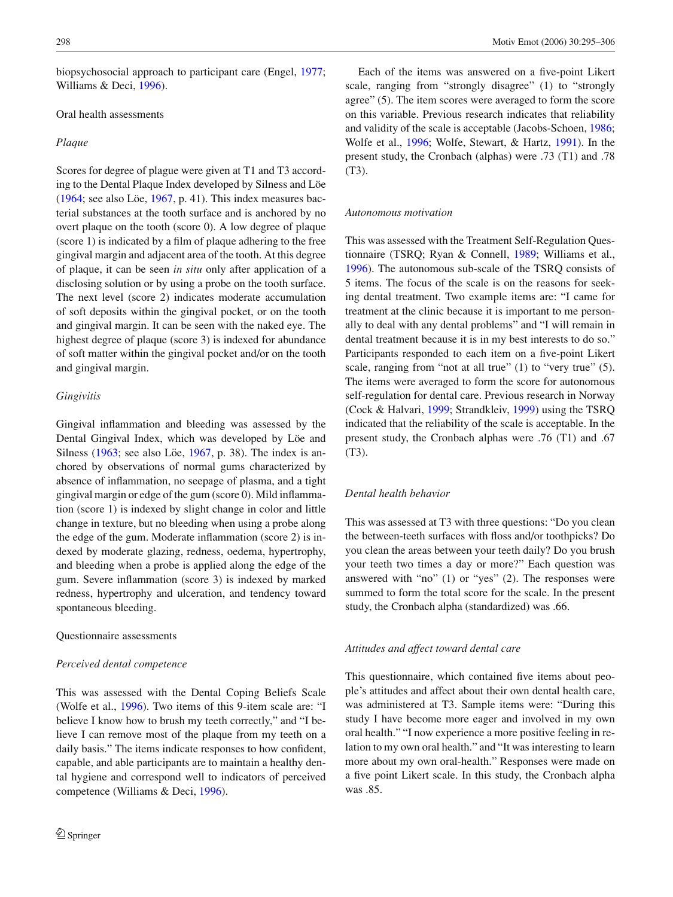biopsychosocial approach to participant care (Engel, 1977; Williams & Deci, 1996).

Oral health assessments

*Plaque*

Scores for degree of plague were given at T1 and T3 according to the Dental Plaque Index developed by Silness and Löe (1964; see also Löe, 1967, p. 41). This index measures bacterial substances at the tooth surface and is anchored by no overt plaque on the tooth (score 0). A low degree of plaque (score 1) is indicated by a film of plaque adhering to the free gingival margin and adjacent area of the tooth. At this degree of plaque, it can be seen *in situ* only after application of a disclosing solution or by using a probe on the tooth surface. The next level (score 2) indicates moderate accumulation of soft deposits within the gingival pocket, or on the tooth and gingival margin. It can be seen with the naked eye. The highest degree of plaque (score 3) is indexed for abundance of soft matter within the gingival pocket and/or on the tooth and gingival margin.

*Gingivitis*

Gingival inflammation and bleeding was assessed by the Dental Gingival Index, which was developed by Löe and Silness (1963; see also Löe, 1967, p. 38). The index is anchored by observations of normal gums characterized by absence of inflammation, no seepage of plasma, and a tight gingival margin or edge of the gum (score 0). Mild inflammation (score 1) is indexed by slight change in color and little change in texture, but no bleeding when using a probe along the edge of the gum. Moderate inflammation (score 2) is indexed by moderate glazing, redness, oedema, hypertrophy, and bleeding when a probe is applied along the edge of the gum. Severe inflammation (score 3) is indexed by marked redness, hypertrophy and ulceration, and tendency toward spontaneous bleeding.

Questionnaire assessments

*Perceived dental competence*

This was assessed with the Dental Coping Beliefs Scale (Wolfe et al., 1996). Two items of this 9-item scale are: "I believe I know how to brush my teeth correctly," and "I believe I can remove most of the plaque from my teeth on a daily basis." The items indicate responses to how confident, capable, and able participants are to maintain a healthy dental hygiene and correspond well to indicators of perceived competence (Williams & Deci, 1996).

Each of the items was answered on a five-point Likert scale, ranging from "strongly disagree" (1) to "strongly agree" (5). The item scores were averaged to form the score on this variable. Previous research indicates that reliability and validity of the scale is acceptable (Jacobs-Schoen, 1986; Wolfe et al., 1996; Wolfe, Stewart, & Hartz, 1991). In the present study, the Cronbach (alphas) were .73 (T1) and .78 (T3).

*Autonomous motivation*

This was assessed with the Treatment Self-Regulation Questionnaire (TSRQ; Ryan & Connell, 1989; Williams et al., 1996). The autonomous sub-scale of the TSRQ consists of 5 items. The focus of the scale is on the reasons for seeking dental treatment. Two example items are: "I came for treatment at the clinic because it is important to me personally to deal with any dental problems" and "I will remain in dental treatment because it is in my best interests to do so." Participants responded to each item on a five-point Likert scale, ranging from "not at all true" (1) to "very true" (5). The items were averaged to form the score for autonomous self-regulation for dental care. Previous research in Norway (Cock & Halvari, 1999; Strandkleiv, 1999) using the TSRQ indicated that the reliability of the scale is acceptable. In the present study, the Cronbach alphas were .76 (T1) and .67 (T3).

*Dental health behavior*

This was assessed at T3 with three questions: "Do you clean the between-teeth surfaces with floss and/or toothpicks? Do you clean the areas between your teeth daily? Do you brush your teeth two times a day or more?" Each question was answered with "no" (1) or "yes" (2). The responses were summed to form the total score for the scale. In the present study, the Cronbach alpha (standardized) was .66.

*Attitudes and affect toward dental care*

This questionnaire, which contained five items about people's attitudes and affect about their own dental health care, was administered at T3. Sample items were: "During this study I have become more eager and involved in my own oral health." "I now experience a more positive feeling in relation to my own oral health." and "It was interesting to learn more about my own oral-health." Responses were made on a five point Likert scale. In this study, the Cronbach alpha was .85.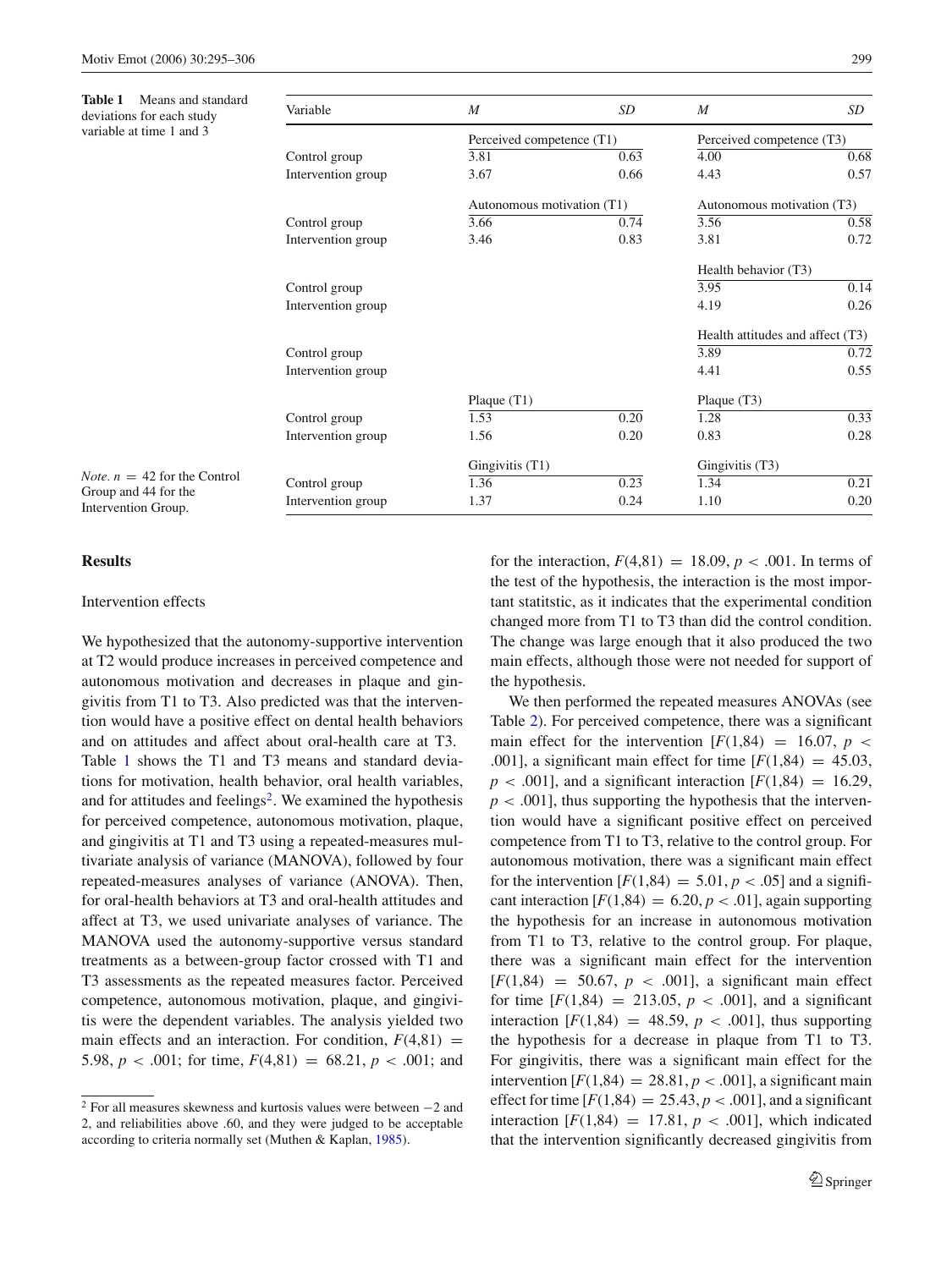**Table 1** Means and standard deviations for each study variable at time 1 and 3

| Variable | *M* | *SD* | *M* | *SD* |
|---|---|---|---|---|
| | Perceived competence (T1) | | Perceived competence (T3) | |
| Control group | 3.81 | 0.63 | 4.00 | 0.68 |
| Intervention group | 3.67 | 0.66 | 4.43 | 0.57 |
| | Autonomous motivation (T1) | | Autonomous motivation (T3) | |
| Control group | 3.66 | 0.74 | 3.56 | 0.58 |
| Intervention group | 3.46 | 0.83 | 3.81 | 0.72 |
| | | | Health behavior (T3) | |
| Control group | | | 3.95 | 0.14 |
| Intervention group | | | 4.19 | 0.26 |
| | | | Health attitudes and affect (T3) | |
| Control group | | | 3.89 | 0.72 |
| Intervention group | | | 4.41 | 0.55 |
| | Plaque (T1) | | Plaque (T3) | |
| Control group | 1.53 | 0.20 | 1.28 | 0.33 |
| Intervention group | 1.56 | 0.20 | 0.83 | 0.28 |
| | Gingivitis (T1) | | Gingivitis (T3) | |
| Control group | 1.36 | 0.23 | 1.34 | 0.21 |
| Intervention group | 1.37 | 0.24 | 1.10 | 0.20 |

*Note*. $n = 42$ for the Control Group and 44 for the Intervention Group.

## Results

### Intervention effects

We hypothesized that the autonomy-supportive intervention at T2 would produce increases in perceived competence and autonomous motivation and decreases in plaque and gingivitis from T1 to T3. Also predicted was that the intervention would have a positive effect on dental health behaviors and on attitudes and affect about oral-health care at T3. Table 1 shows the T1 and T3 means and standard deviations for motivation, health behavior, oral health variables, and for attitudes and feelings[2]. We examined the hypothesis for perceived competence, autonomous motivation, plaque, and gingivitis at T1 and T3 using a repeated-measures multivariate analysis of variance (MANOVA), followed by four repeated-measures analyses of variance (ANOVA). Then, for oral-health behaviors at T3 and oral-health attitudes and affect at T3, we used univariate analyses of variance. The MANOVA used the autonomy-supportive versus standard treatments as a between-group factor crossed with T1 and T3 assessments as the repeated measures factor. Perceived competence, autonomous motivation, plaque, and gingivitis were the dependent variables. The analysis yielded two main effects and an interaction. For condition, $F(4,81) = 5.98$, $p < .001$; for time, $F(4,81) = 68.21$, $p < .001$; and for the interaction, $F(4,81) = 18.09$, $p < .001$. In terms of the test of the hypothesis, the interaction is the most important statitstic, as it indicates that the experimental condition changed more from T1 to T3 than did the control condition. The change was large enough that it also produced the two main effects, although those were not needed for support of the hypothesis.

We then performed the repeated measures ANOVAs (see Table 2). For perceived competence, there was a significant main effect for the intervention [$F(1,84) = 16.07$, $p < .001$], a significant main effect for time [$F(1,84) = 45.03$, $p < .001$], and a significant interaction [$F(1,84) = 16.29$, $p < .001$], thus supporting the hypothesis that the intervention would have a significant positive effect on perceived competence from T1 to T3, relative to the control group. For autonomous motivation, there was a significant main effect for the intervention [$F(1,84) = 5.01$, $p < .05$] and a significant interaction [$F(1,84) = 6.20$, $p < .01$], again supporting the hypothesis for an increase in autonomous motivation from T1 to T3, relative to the control group. For plaque, there was a significant main effect for the intervention [$F(1,84) = 50.67$, $p < .001$], a significant main effect for time [$F(1,84) = 213.05$, $p < .001$], and a significant interaction [$F(1,84) = 48.59$, $p < .001$], thus supporting the hypothesis for a decrease in plaque from T1 to T3. For gingivitis, there was a significant main effect for the intervention [$F(1,84) = 28.81$, $p < .001$], a significant main effect for time [$F(1,84) = 25.43$, $p < .001$], and a significant interaction [$F(1,84) = 17.81$, $p < .001$], which indicated that the intervention significantly decreased gingivitis from

---

[2] For all measures skewness and kurtosis values were between $-2$ and 2, and reliabilities above .60, and they were judged to be acceptable according to criteria normally set (Muthen & Kaplan, 1985).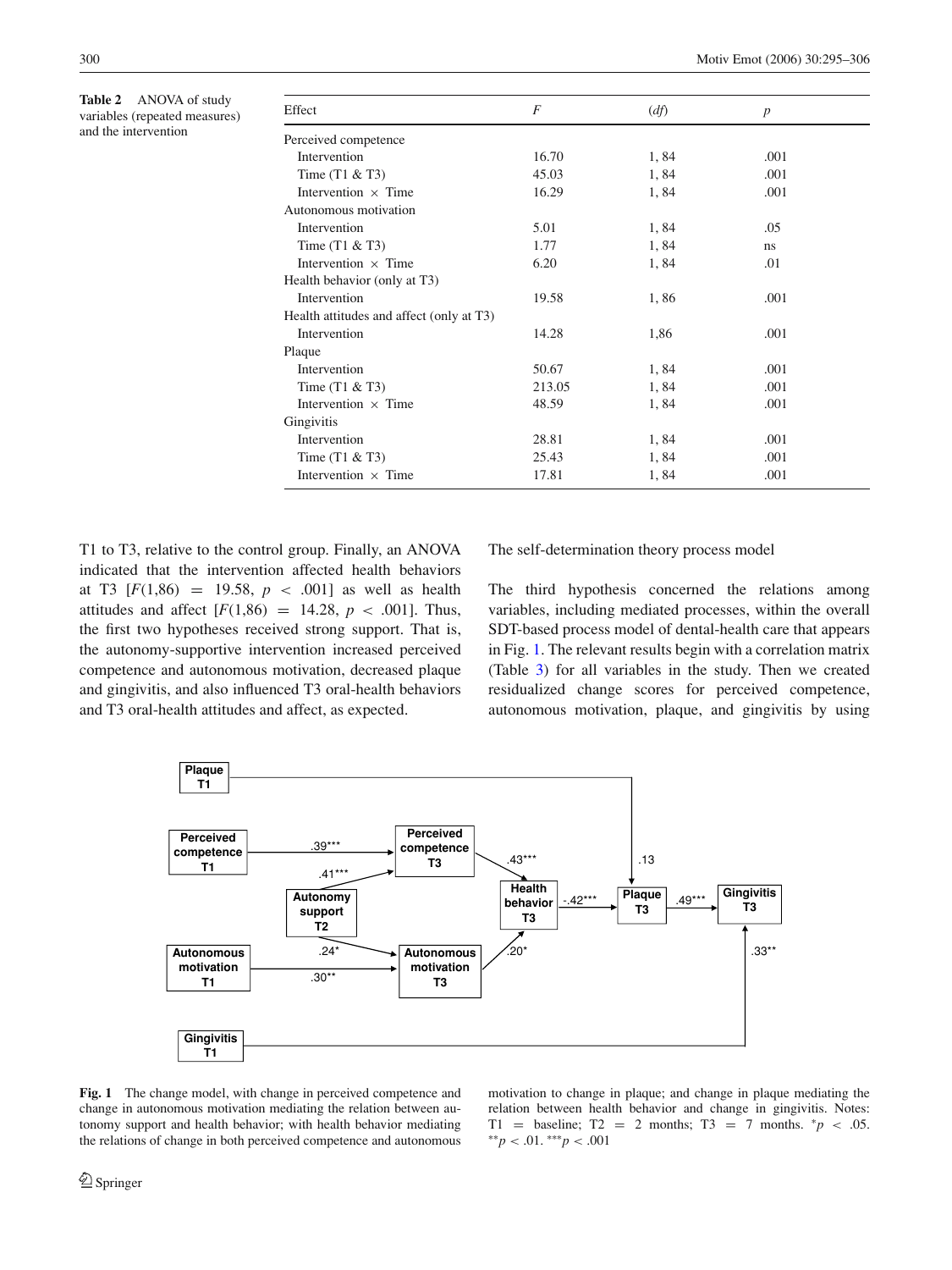**Table 2** ANOVA of study variables (repeated measures) and the intervention

| Effect | $F$ | ($df$) | $p$ |
|---|---|---|---|
| Perceived competence | | | |
| Intervention | 16.70 | 1, 84 | .001 |
| Time (T1 & T3) | 45.03 | 1, 84 | .001 |
| Intervention × Time | 16.29 | 1, 84 | .001 |
| Autonomous motivation | | | |
| Intervention | 5.01 | 1, 84 | .05 |
| Time (T1 & T3) | 1.77 | 1, 84 | ns |
| Intervention × Time | 6.20 | 1, 84 | .01 |
| Health behavior (only at T3) | | | |
| Intervention | 19.58 | 1, 86 | .001 |
| Health attitudes and affect (only at T3) | | | |
| Intervention | 14.28 | 1,86 | .001 |
| Plaque | | | |
| Intervention | 50.67 | 1, 84 | .001 |
| Time (T1 & T3) | 213.05 | 1, 84 | .001 |
| Intervention × Time | 48.59 | 1, 84 | .001 |
| Gingivitis | | | |
| Intervention | 28.81 | 1, 84 | .001 |
| Time (T1 & T3) | 25.43 | 1, 84 | .001 |
| Intervention × Time | 17.81 | 1, 84 | .001 |

T1 to T3, relative to the control group. Finally, an ANOVA indicated that the intervention affected health behaviors at T3 [$F(1,86) = 19.58$, $p < .001$] as well as health attitudes and affect [$F(1,86) = 14.28$, $p < .001$]. Thus, the first two hypotheses received strong support. That is, the autonomy-supportive intervention increased perceived competence and autonomous motivation, decreased plaque and gingivitis, and also influenced T3 oral-health behaviors and T3 oral-health attitudes and affect, as expected.

The self-determination theory process model

The third hypothesis concerned the relations among variables, including mediated processes, within the overall SDT-based process model of dental-health care that appears in Fig. 1. The relevant results begin with a correlation matrix (Table 3) for all variables in the study. Then we created residualized change scores for perceived competence, autonomous motivation, plaque, and gingivitis by using

**Fig. 1** The change model, with change in perceived competence and change in autonomous motivation mediating the relation between autonomy support and health behavior; with health behavior mediating the relations of change in both perceived competence and autonomous motivation to change in plaque; and change in plaque mediating the relation between health behavior and change in gingivitis. Notes: T1 = baseline; T2 = 2 months; T3 = 7 months. $^{*}p < .05$. $^{**}p < .01$. $^{***}p < .001$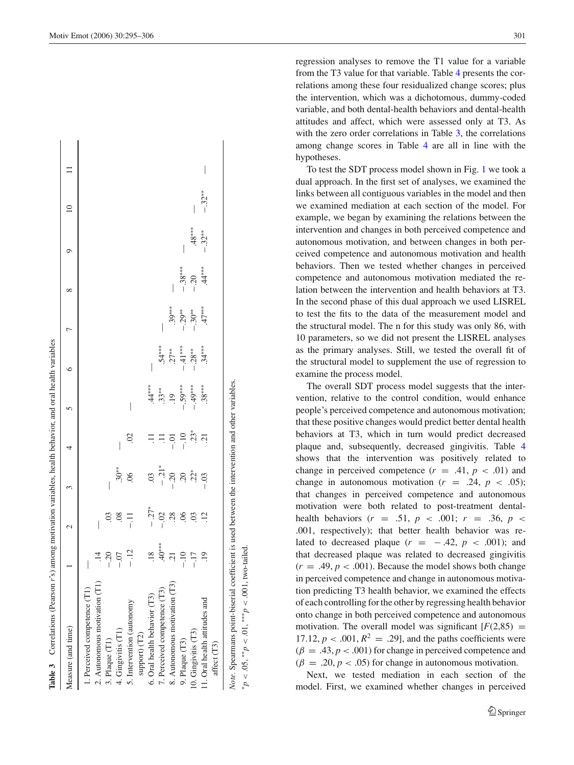**Table 3** Correlations (Pearson *r*'s) among motivation variables, health behavior, and oral health variables

| Measure (and time) | 1 | 2 | 3 | 4 | 5 | 6 | 7 | 8 | 9 | 10 | 11 |
|---|---|---|---|---|---|---|---|---|---|---|---|
| 1. Perceived competence (T1) | — | | | | | | | | | | |
| 2. Autonomous motivation (T1) | .14 | — | | | | | | | | | |
| 3. Plaque (T1) | −.20 | .03 | — | | | | | | | | |
| 4. Gingivitis (T1) | −.07 | .08 | .30** | — | | | | | | | |
| 5. Intervention (autonomy support) (T2) | −.12 | −.11 | .06 | .02 | — | | | | | | |
| 6. Oral health behavior (T3) | .18 | −.27* | .03 | .11 | .44*** | — | | | | | |
| 7. Perceived competence (T3) | .40*** | −.02 | −.21* | .11 | .33** | .54*** | — | | | | |
| 8. Autonomous motivation (T3) | .21 | .28 | −.20 | −.01 | .19 | .27** | .39*** | — | | | |
| 9. Plaque (T3) | −.10 | .06 | .20 | −.10 | −.59*** | −.41*** | −.29** | −.38*** | — | | |
| 10. Gingivitis (T3) | −.17 | .03 | .22* | .23* | −.49*** | −.28** | −.30** | −.20 | .48*** | — | |
| 11. Oral health attitudes and affect (T3) | .19 | .12 | −.03 | .21 | .38*** | .34*** | .47*** | .44*** | −.32** | −.32** | — |

*Note*. Spearmans point-biserial coefficient is used between the intervention and other variables.

$^{*}p < .05$, $^{**}p < .01$, $^{***}p < .001$, two-tailed.

regression analyses to remove the T1 value for a variable from the T3 value for that variable. Table 4 presents the correlations among these four residualized change scores; plus the intervention, which was a dichotomous, dummy-coded variable, and both dental-health behaviors and dental-health attitudes and affect, which were assessed only at T3. As with the zero order correlations in Table 3, the correlations among change scores in Table 4 are all in line with the hypotheses.

To test the SDT process model shown in Fig. 1 we took a dual approach. In the first set of analyses, we examined the links between all contiguous variables in the model and then we examined mediation at each section of the model. For example, we began by examining the relations between the intervention and changes in both perceived competence and autonomous motivation, and between changes in both perceived competence and autonomous motivation and health behaviors. Then we tested whether changes in perceived competence and autonomous motivation mediated the relation between the intervention and health behaviors at T3. In the second phase of this dual approach we used LISREL to test the fits to the data of the measurement model and the structural model. The n for this study was only 86, with 10 parameters, so we did not present the LISREL analyses as the primary analyses. Still, we tested the overall fit of the structural model to supplement the use of regression to examine the process model.

The overall SDT process model suggests that the intervention, relative to the control condition, would enhance people's perceived competence and autonomous motivation; that these positive changes would predict better dental health behaviors at T3, which in turn would predict decreased plaque and, subsequently, decreased gingivitis. Table 4 shows that the intervention was positively related to change in perceived competence ($r = .41$, $p < .01$) and change in autonomous motivation ($r = .24$, $p < .05$); that changes in perceived competence and autonomous motivation were both related to post-treatment dental-health behaviors ($r = .51$, $p < .001$; $r = .36$, $p < .001$, respectively); that better health behavior was related to decreased plaque ($r = -.42$, $p < .001$); and that decreased plaque was related to decreased gingivitis ($r = .49$, $p < .001$). Because the model shows both change in perceived competence and change in autonomous motivation predicting T3 health behavior, we examined the effects of each controlling for the other by regressing health behavior onto change in both perceived competence and autonomous motivation. The overall model was significant [$F(2,85) = 17.12$, $p < .001$, $R^2 = .29$], and the paths coefficients were ($\beta = .43$, $p < .001$) for change in perceived competence and ($\beta = .20$, $p < .05$) for change in autonomous motivation.

Next, we tested mediation in each section of the model. First, we examined whether changes in perceived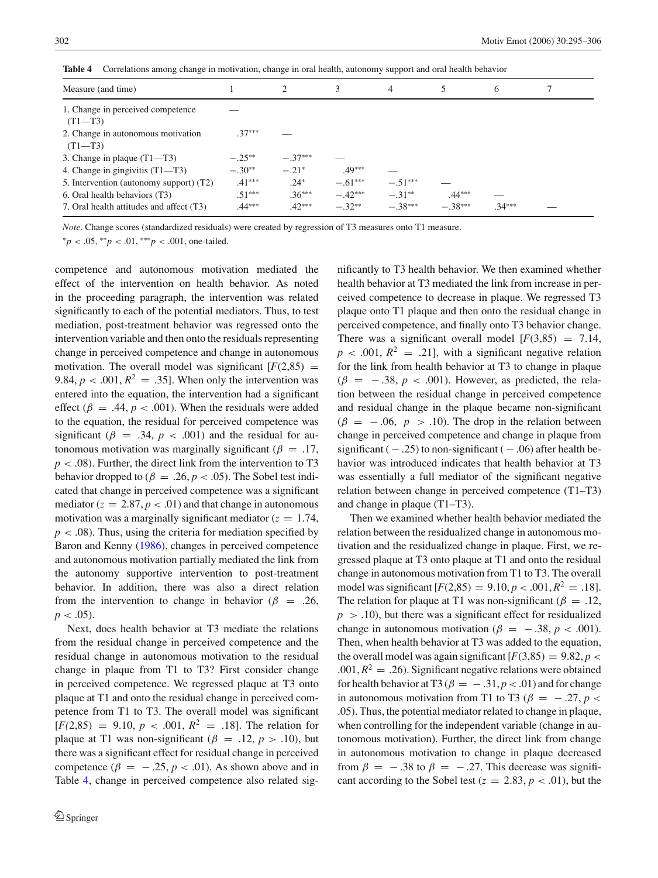**Table 4** Correlations among change in motivation, change in oral health, autonomy support and oral health behavior

| Measure (and time) | 1 | 2 | 3 | 4 | 5 | 6 | 7 |
|---|---|---|---|---|---|---|---|
| 1. Change in perceived competence (T1—T3) | — | | | | | | |
| 2. Change in autonomous motivation (T1—T3) | .37*** | — | | | | | |
| 3. Change in plaque (T1—T3) | −.25** | −.37*** | — | | | | |
| 4. Change in gingivitis (T1—T3) | −.30** | −.21* | .49*** | — | | | |
| 5. Intervention (autonomy support) (T2) | .41*** | .24* | −.61*** | −.51*** | — | | |
| 6. Oral health behaviors (T3) | .51*** | .36*** | −.42*** | −.31** | .44*** | — | |
| 7. Oral health attitudes and affect (T3) | .44*** | .42*** | −.32** | −.38*** | −.38*** | .34*** | — |

*Note*. Change scores (standardized residuals) were created by regression of T3 measures onto T1 measure.

*$p < .05$, **$p < .01$, ***$p < .001$, one-tailed.

competence and autonomous motivation mediated the effect of the intervention on health behavior. As noted in the proceeding paragraph, the intervention was related significantly to each of the potential mediators. Thus, to test mediation, post-treatment behavior was regressed onto the intervention variable and then onto the residuals representing change in perceived competence and change in autonomous motivation. The overall model was significant [$F(2,85) = 9.84$, $p < .001$, $R^2 = .35$]. When only the intervention was entered into the equation, the intervention had a significant effect ($\beta = .44$, $p < .001$). When the residuals were added to the equation, the residual for perceived competence was significant ($\beta = .34$, $p < .001$) and the residual for autonomous motivation was marginally significant ($\beta = .17$, $p < .08$). Further, the direct link from the intervention to T3 behavior dropped to ($\beta = .26$, $p < .05$). The Sobel test indicated that change in perceived competence was a significant mediator ($z = 2.87$, $p < .01$) and that change in autonomous motivation was a marginally significant mediator ($z = 1.74$, $p < .08$). Thus, using the criteria for mediation specified by Baron and Kenny (1986), changes in perceived competence and autonomous motivation partially mediated the link from the autonomy supportive intervention to post-treatment behavior. In addition, there was also a direct relation from the intervention to change in behavior ($\beta = .26$, $p < .05$).

Next, does health behavior at T3 mediate the relations from the residual change in perceived competence and the residual change in autonomous motivation to the residual change in plaque from T1 to T3? First consider change in perceived competence. We regressed plaque at T3 onto plaque at T1 and onto the residual change in perceived competence from T1 to T3. The overall model was significant [$F(2,85) = 9.10$, $p < .001$, $R^2 = .18$]. The relation for plaque at T1 was non-significant ($\beta = .12$, $p > .10$), but there was a significant effect for residual change in perceived competence ($\beta = -.25$, $p < .01$). As shown above and in Table 4, change in perceived competence also related significantly to T3 health behavior. We then examined whether health behavior at T3 mediated the link from increase in perceived competence to decrease in plaque. We regressed T3 plaque onto T1 plaque and then onto the residual change in perceived competence, and finally onto T3 behavior change. There was a significant overall model [$F(3,85) = 7.14$, $p < .001$, $R^2 = .21$], with a significant negative relation for the link from health behavior at T3 to change in plaque ($\beta = -.38$, $p < .001$). However, as predicted, the relation between the residual change in perceived competence and residual change in the plaque became non-significant ($\beta = -.06$, $p > .10$). The drop in the relation between change in perceived competence and change in plaque from significant ($-.25$) to non-significant ($-.06$) after health behavior was introduced indicates that health behavior at T3 was essentially a full mediator of the significant negative relation between change in perceived competence (T1–T3) and change in plaque (T1–T3).

Then we examined whether health behavior mediated the relation between the residualized change in autonomous motivation and the residualized change in plaque. First, we regressed plaque at T3 onto plaque at T1 and the residual change in autonomous motivation from T1 to T3. The overall model was significant [$F(2,85) = 9.10$, $p < .001$, $R^2 = .18$]. The relation for plaque at T1 was non-significant ($\beta = .12$, $p > .10$), but there was a significant effect for residualized change in autonomous motivation ($\beta = -.38$, $p < .001$). Then, when health behavior at T3 was added to the equation, the overall model was again significant [$F(3,85) = 9.82$, $p < .001$, $R^2 = .26$). Significant negative relations were obtained for health behavior at T3 ($\beta = -.31$, $p < .01$) and for change in autonomous motivation from T1 to T3 ($\beta = -.27$, $p < .05$). Thus, the potential mediator related to change in plaque, when controlling for the independent variable (change in autonomous motivation). Further, the direct link from change in autonomous motivation to change in plaque decreased from $\beta = -.38$ to $\beta = -.27$. This decrease was significant according to the Sobel test ($z = 2.83$, $p < .01$), but the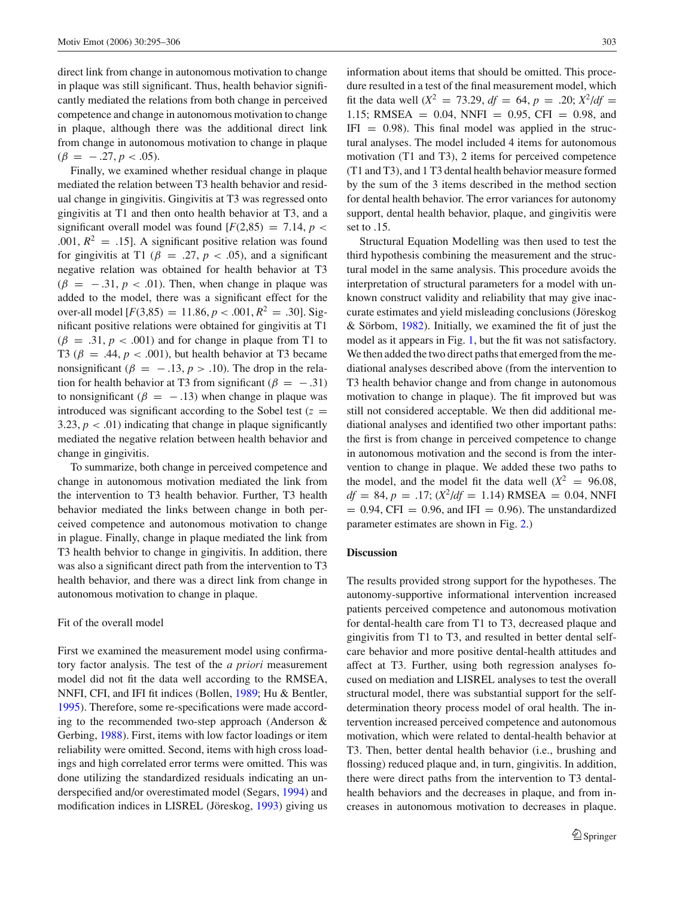direct link from change in autonomous motivation to change in plaque was still significant. Thus, health behavior significantly mediated the relations from both change in perceived competence and change in autonomous motivation to change in plaque, although there was the additional direct link from change in autonomous motivation to change in plaque ($\beta = -.27, p < .05$).

Finally, we examined whether residual change in plaque mediated the relation between T3 health behavior and residual change in gingivitis. Gingivitis at T3 was regressed onto gingivitis at T1 and then onto health behavior at T3, and a significant overall model was found [$F(2,85) = 7.14, p < .001, R^2 = .15$]. A significant positive relation was found for gingivitis at T1 ($\beta = .27, p < .05$), and a significant negative relation was obtained for health behavior at T3 ($\beta = -.31, p < .01$). Then, when change in plaque was added to the model, there was a significant effect for the over-all model [$F(3,85) = 11.86, p < .001, R^2 = .30$]. Significant positive relations were obtained for gingivitis at T1 ($\beta = .31, p < .001$) and for change in plaque from T1 to T3 ($\beta = .44, p < .001$), but health behavior at T3 became nonsignificant ($\beta = -.13, p > .10$). The drop in the relation for health behavior at T3 from significant ($\beta = -.31$) to nonsignificant ($\beta = -.13$) when change in plaque was introduced was significant according to the Sobel test ($z = 3.23, p < .01$) indicating that change in plaque significantly mediated the negative relation between health behavior and change in gingivitis.

To summarize, both change in perceived competence and change in autonomous motivation mediated the link from the intervention to T3 health behavior. Further, T3 health behavior mediated the links between change in both perceived competence and autonomous motivation to change in plague. Finally, change in plaque mediated the link from T3 health behvior to change in gingivitis. In addition, there was also a significant direct path from the intervention to T3 health behavior, and there was a direct link from change in autonomous motivation to change in plaque.

### Fit of the overall model

First we examined the measurement model using confirmatory factor analysis. The test of the *a priori* measurement model did not fit the data well according to the RMSEA, NNFI, CFI, and IFI fit indices (Bollen, 1989; Hu & Bentler, 1995). Therefore, some re-specifications were made according to the recommended two-step approach (Anderson & Gerbing, 1988). First, items with low factor loadings or item reliability were omitted. Second, items with high cross loadings and high correlated error terms were omitted. This was done utilizing the standardized residuals indicating an underspecified and/or overestimated model (Segars, 1994) and modification indices in LISREL (Jöreskog, 1993) giving us information about items that should be omitted. This procedure resulted in a test of the final measurement model, which fit the data well ($X^2 = 73.29$, $df = 64$, $p = .20$; $X^2/df = 1.15$; RMSEA $= 0.04$, NNFI $= 0.95$, CFI $= 0.98$, and IFI $= 0.98$). This final model was applied in the structural analyses. The model included 4 items for autonomous motivation (T1 and T3), 2 items for perceived competence (T1 and T3), and 1 T3 dental health behavior measure formed by the sum of the 3 items described in the method section for dental health behavior. The error variances for autonomy support, dental health behavior, plaque, and gingivitis were set to .15.

Structural Equation Modelling was then used to test the third hypothesis combining the measurement and the structural model in the same analysis. This procedure avoids the interpretation of structural parameters for a model with unknown construct validity and reliability that may give inaccurate estimates and yield misleading conclusions (Jöreskog & Sörbom, 1982). Initially, we examined the fit of just the model as it appears in Fig. 1, but the fit was not satisfactory. We then added the two direct paths that emerged from the mediational analyses described above (from the intervention to T3 health behavior change and from change in autonomous motivation to change in plaque). The fit improved but was still not considered acceptable. We then did additional mediational analyses and identified two other important paths: the first is from change in perceived competence to change in autonomous motivation and the second is from the intervention to change in plaque. We added these two paths to the model, and the model fit the data well ($X^2 = 96.08$, $df = 84$, $p = .17$; ($X^2/df = 1.14$) RMSEA $= 0.04$, NNFI $= 0.94$, CFI $= 0.96$, and IFI $= 0.96$). The unstandardized parameter estimates are shown in Fig. 2.)

## Discussion

The results provided strong support for the hypotheses. The autonomy-supportive informational intervention increased patients perceived competence and autonomous motivation for dental-health care from T1 to T3, decreased plaque and gingivitis from T1 to T3, and resulted in better dental self-care behavior and more positive dental-health attitudes and affect at T3. Further, using both regression analyses focused on mediation and LISREL analyses to test the overall structural model, there was substantial support for the self-determination theory process model of oral health. The intervention increased perceived competence and autonomous motivation, which were related to dental-health behavior at T3. Then, better dental health behavior (i.e., brushing and flossing) reduced plaque and, in turn, gingivitis. In addition, there were direct paths from the intervention to T3 dental-health behaviors and the decreases in plaque, and from increases in autonomous motivation to decreases in plaque.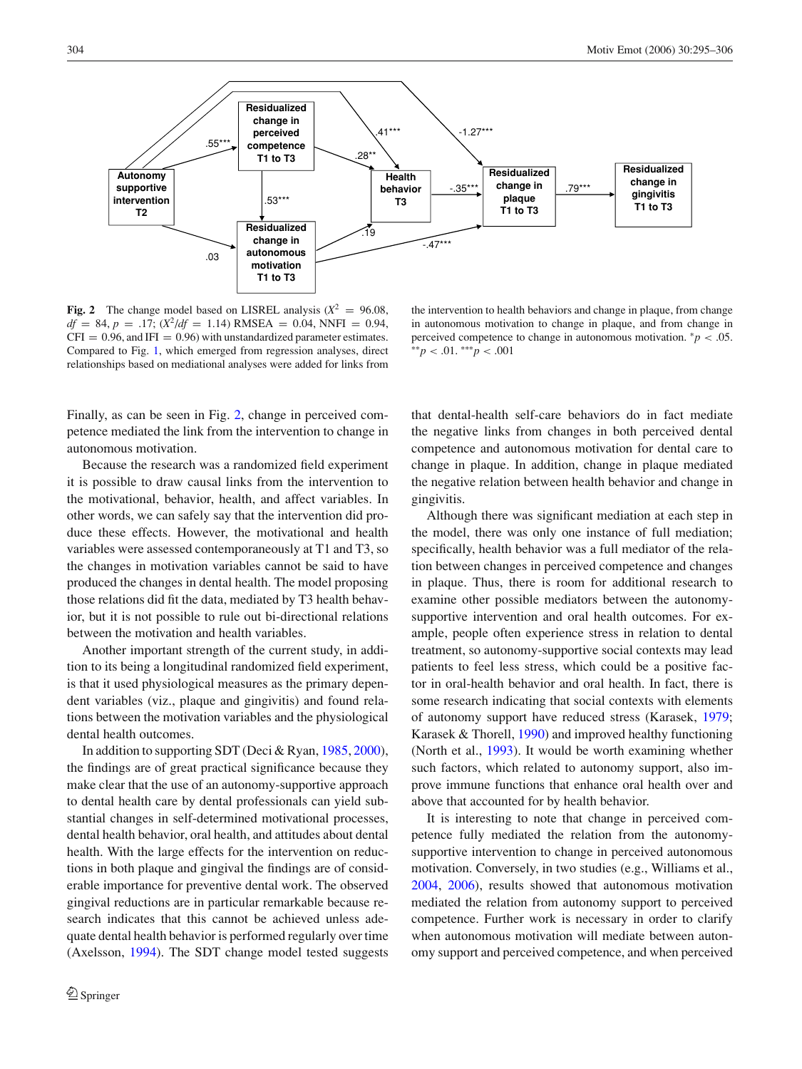**Fig. 2** The change model based on LISREL analysis ($X^2 = 96.08$, $df = 84$, $p = .17$; ($X^2/df = 1.14$) RMSEA $= 0.04$, NNFI $= 0.94$, CFI $= 0.96$, and IFI $= 0.96$) with unstandardized parameter estimates. Compared to Fig. 1, which emerged from regression analyses, direct relationships based on mediational analyses were added for links from the intervention to health behaviors and change in plaque, from change in autonomous motivation to change in plaque, and from change in perceived competence to change in autonomous motivation. $^{*}p < .05$. $^{**}p < .01$. $^{***}p < .001$

Finally, as can be seen in Fig. 2, change in perceived competence mediated the link from the intervention to change in autonomous motivation.

Because the research was a randomized field experiment it is possible to draw causal links from the intervention to the motivational, behavior, health, and affect variables. In other words, we can safely say that the intervention did produce these effects. However, the motivational and health variables were assessed contemporaneously at T1 and T3, so the changes in motivation variables cannot be said to have produced the changes in dental health. The model proposing those relations did fit the data, mediated by T3 health behavior, but it is not possible to rule out bi-directional relations between the motivation and health variables.

Another important strength of the current study, in addition to its being a longitudinal randomized field experiment, is that it used physiological measures as the primary dependent variables (viz., plaque and gingivitis) and found relations between the motivation variables and the physiological dental health outcomes.

In addition to supporting SDT (Deci & Ryan, 1985, 2000), the findings are of great practical significance because they make clear that the use of an autonomy-supportive approach to dental health care by dental professionals can yield substantial changes in self-determined motivational processes, dental health behavior, oral health, and attitudes about dental health. With the large effects for the intervention on reductions in both plaque and gingival the findings are of considerable importance for preventive dental work. The observed gingival reductions are in particular remarkable because research indicates that this cannot be achieved unless adequate dental health behavior is performed regularly over time (Axelsson, 1994). The SDT change model tested suggests that dental-health self-care behaviors do in fact mediate the negative links from changes in both perceived dental competence and autonomous motivation for dental care to change in plaque. In addition, change in plaque mediated the negative relation between health behavior and change in gingivitis.

Although there was significant mediation at each step in the model, there was only one instance of full mediation; specifically, health behavior was a full mediator of the relation between changes in perceived competence and changes in plaque. Thus, there is room for additional research to examine other possible mediators between the autonomy-supportive intervention and oral health outcomes. For example, people often experience stress in relation to dental treatment, so autonomy-supportive social contexts may lead patients to feel less stress, which could be a positive factor in oral-health behavior and oral health. In fact, there is some research indicating that social contexts with elements of autonomy support have reduced stress (Karasek, 1979; Karasek & Thorell, 1990) and improved healthy functioning (North et al., 1993). It would be worth examining whether such factors, which related to autonomy support, also improve immune functions that enhance oral health over and above that accounted for by health behavior.

It is interesting to note that change in perceived competence fully mediated the relation from the autonomy-supportive intervention to change in perceived autonomous motivation. Conversely, in two studies (e.g., Williams et al., 2004, 2006), results showed that autonomous motivation mediated the relation from autonomy support to perceived competence. Further work is necessary in order to clarify when autonomous motivation will mediate between autonomy support and perceived competence, and when perceived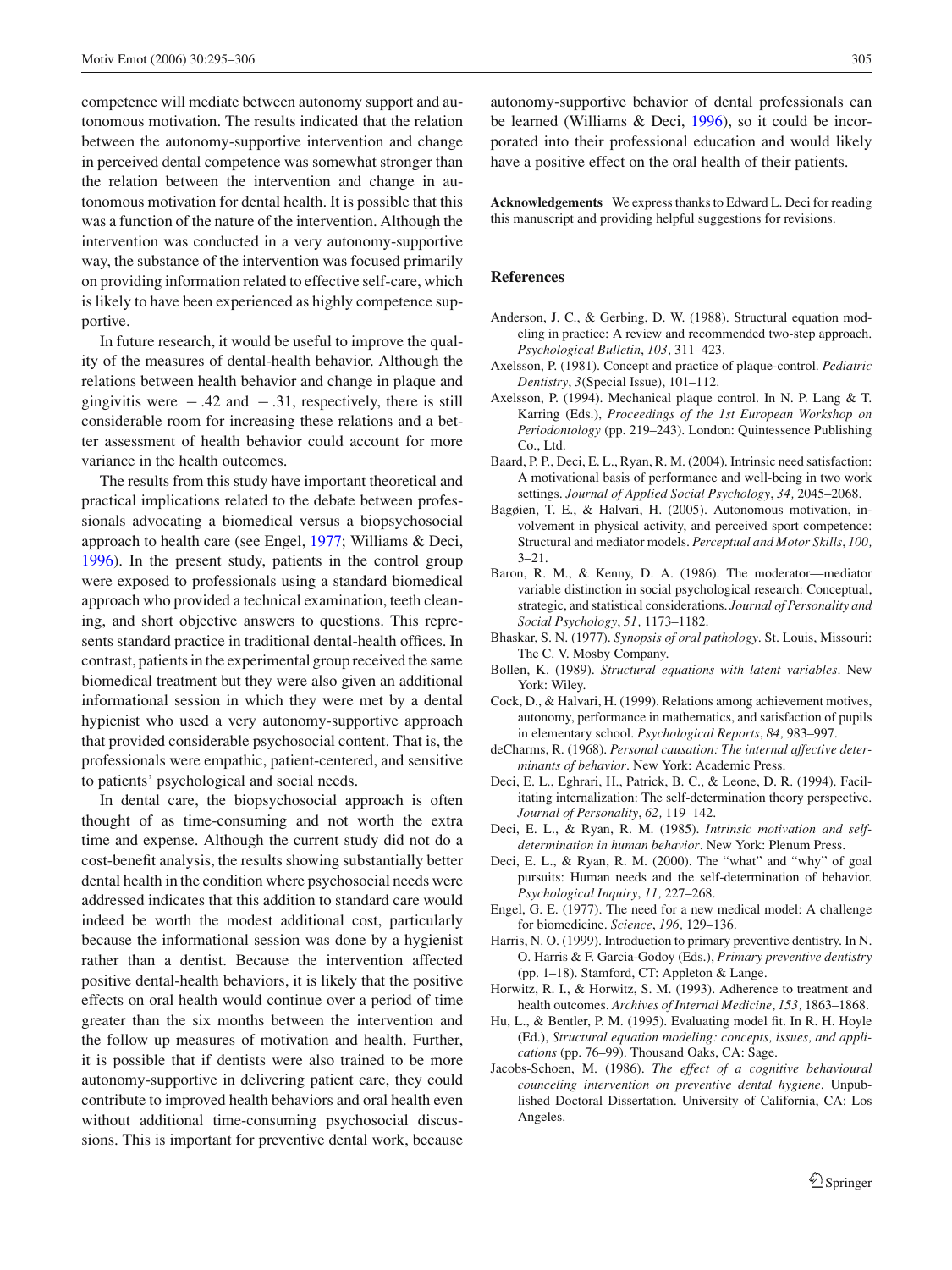competence will mediate between autonomy support and autonomous motivation. The results indicated that the relation between the autonomy-supportive intervention and change in perceived dental competence was somewhat stronger than the relation between the intervention and change in autonomous motivation for dental health. It is possible that this was a function of the nature of the intervention. Although the intervention was conducted in a very autonomy-supportive way, the substance of the intervention was focused primarily on providing information related to effective self-care, which is likely to have been experienced as highly competence supportive.

In future research, it would be useful to improve the quality of the measures of dental-health behavior. Although the relations between health behavior and change in plaque and gingivitis were $-.42$ and $-.31$, respectively, there is still considerable room for increasing these relations and a better assessment of health behavior could account for more variance in the health outcomes.

The results from this study have important theoretical and practical implications related to the debate between professionals advocating a biomedical versus a biopsychosocial approach to health care (see Engel, 1977; Williams & Deci, 1996). In the present study, patients in the control group were exposed to professionals using a standard biomedical approach who provided a technical examination, teeth cleaning, and short objective answers to questions. This represents standard practice in traditional dental-health offices. In contrast, patients in the experimental group received the same biomedical treatment but they were also given an additional informational session in which they were met by a dental hypienist who used a very autonomy-supportive approach that provided considerable psychosocial content. That is, the professionals were empathic, patient-centered, and sensitive to patients' psychological and social needs.

In dental care, the biopsychosocial approach is often thought of as time-consuming and not worth the extra time and expense. Although the current study did not do a cost-benefit analysis, the results showing substantially better dental health in the condition where psychosocial needs were addressed indicates that this addition to standard care would indeed be worth the modest additional cost, particularly because the informational session was done by a hygienist rather than a dentist. Because the intervention affected positive dental-health behaviors, it is likely that the positive effects on oral health would continue over a period of time greater than the six months between the intervention and the follow up measures of motivation and health. Further, it is possible that if dentists were also trained to be more autonomy-supportive in delivering patient care, they could contribute to improved health behaviors and oral health even without additional time-consuming psychosocial discussions. This is important for preventive dental work, because autonomy-supportive behavior of dental professionals can be learned (Williams & Deci, 1996), so it could be incorporated into their professional education and would likely have a positive effect on the oral health of their patients.

**Acknowledgements** We express thanks to Edward L. Deci for reading this manuscript and providing helpful suggestions for revisions.

## References

Anderson, J. C., & Gerbing, D. W. (1988). Structural equation modeling in practice: A review and recommended two-step approach. *Psychological Bulletin*, *103,* 311–423.

Axelsson, P. (1981). Concept and practice of plaque-control. *Pediatric Dentistry*, *3*(Special Issue), 101–112.

Axelsson, P. (1994). Mechanical plaque control. In N. P. Lang & T. Karring (Eds.), *Proceedings of the 1st European Workshop on Periodontology* (pp. 219–243). London: Quintessence Publishing Co., Ltd.

Baard, P. P., Deci, E. L., Ryan, R. M. (2004). Intrinsic need satisfaction: A motivational basis of performance and well-being in two work settings. *Journal of Applied Social Psychology*, *34,* 2045–2068.

Bagøien, T. E., & Halvari, H. (2005). Autonomous motivation, involvement in physical activity, and perceived sport competence: Structural and mediator models. *Perceptual and Motor Skills*, *100,* 3–21.

Baron, R. M., & Kenny, D. A. (1986). The moderator—mediator variable distinction in social psychological research: Conceptual, strategic, and statistical considerations. *Journal of Personality and Social Psychology*, *51,* 1173–1182.

Bhaskar, S. N. (1977). *Synopsis of oral pathology*. St. Louis, Missouri: The C. V. Mosby Company.

Bollen, K. (1989). *Structural equations with latent variables*. New York: Wiley.

Cock, D., & Halvari, H. (1999). Relations among achievement motives, autonomy, performance in mathematics, and satisfaction of pupils in elementary school. *Psychological Reports*, *84,* 983–997.

deCharms, R. (1968). *Personal causation: The internal affective determinants of behavior*. New York: Academic Press.

Deci, E. L., Eghrari, H., Patrick, B. C., & Leone, D. R. (1994). Facilitating internalization: The self-determination theory perspective. *Journal of Personality*, *62,* 119–142.

Deci, E. L., & Ryan, R. M. (1985). *Intrinsic motivation and self-determination in human behavior*. New York: Plenum Press.

Deci, E. L., & Ryan, R. M. (2000). The "what" and "why" of goal pursuits: Human needs and the self-determination of behavior. *Psychological Inquiry*, *11,* 227–268.

Engel, G. E. (1977). The need for a new medical model: A challenge for biomedicine. *Science*, *196,* 129–136.

Harris, N. O. (1999). Introduction to primary preventive dentistry. In N. O. Harris & F. Garcia-Godoy (Eds.), *Primary preventive dentistry* (pp. 1–18). Stamford, CT: Appleton & Lange.

Horwitz, R. I., & Horwitz, S. M. (1993). Adherence to treatment and health outcomes. *Archives of Internal Medicine*, *153,* 1863–1868.

Hu, L., & Bentler, P. M. (1995). Evaluating model fit. In R. H. Hoyle (Ed.), *Structural equation modeling: concepts, issues, and applications* (pp. 76–99). Thousand Oaks, CA: Sage.

Jacobs-Schoen, M. (1986). *The effect of a cognitive behavioural counceling intervention on preventive dental hygiene*. Unpublished Doctoral Dissertation. University of California, CA: Los Angeles.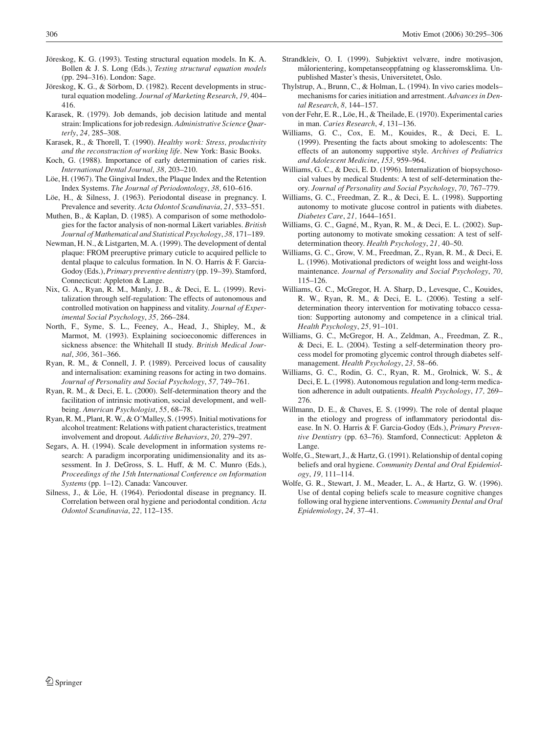Jöreskog, K. G. (1993). Testing structural equation models. In K. A. Bollen & J. S. Long (Eds.), *Testing structural equation models* (pp. 294–316). London: Sage.

Jöreskog, K. G., & Sörbom, D. (1982). Recent developments in structural equation modeling. *Journal of Marketing Research*, *19,* 404–416.

Karasek, R. (1979). Job demands, job decision latitude and mental strain: Implications for job redesign. *Administrative Science Quarterly*, *24,* 285–308.

Karasek, R., & Thorell, T. (1990). *Healthy work: Stress, productivity and the reconstruction of working life*. New York: Basic Books.

Koch, G. (1988). Importance of early determination of caries risk. *International Dental Journal*, *38,* 203–210.

Löe, H. (1967). The Gingival Index, the Plaque Index and the Retention Index Systems. *The Journal of Periodontology*, *38,* 610–616.

Löe, H., & Silness, J. (1963). Periodontal disease in pregnancy. I. Prevalence and severity. *Acta Odontol Scandinavia*, *21,* 533–551.

Muthen, B., & Kaplan, D. (1985). A comparison of some methodologies for the factor analysis of non-normal Likert variables. *British Journal of Mathematical and Statistical Psychology*, *38,* 171–189.

Newman, H. N., & Listgarten, M. A. (1999). The development of dental plaque: FROM preeruptive primary cuticle to acquired pellicle to dental plaque to calculus formation. In N. O. Harris & F. Garcia-Godoy (Eds.), *Primary preventive dentistry* (pp. 19–39). Stamford, Connecticut: Appleton & Lange.

Nix, G. A., Ryan, R. M., Manly, J. B., & Deci, E. L. (1999). Revitalization through self-regulation: The effects of autonomous and controlled motivation on happiness and vitality. *Journal of Experimental Social Psychology*, *35,* 266–284.

North, F., Syme, S. L., Feeney, A., Head, J., Shipley, M., & Marmot, M. (1993). Explaining socioeconomic differences in sickness absence: the Whitehall II study. *British Medical Journal*, *306,* 361–366.

Ryan, R. M., & Connell, J. P. (1989). Perceived locus of causality and internalisation: examining reasons for acting in two domains. *Journal of Personality and Social Psychology*, *57,* 749–761.

Ryan, R. M., & Deci, E. L. (2000). Self-determination theory and the facilitation of intrinsic motivation, social development, and well-being. *American Psychologist*, *55,* 68–78.

Ryan, R. M., Plant, R. W., & O'Malley, S. (1995). Initial motivations for alcohol treatment: Relations with patient characteristics, treatment involvement and dropout. *Addictive Behaviors*, *20,* 279–297.

Segars, A. H. (1994). Scale development in information systems research: A paradigm incorporating unidimensionality and its assessment. In J. DeGross, S. L. Huff, & M. C. Munro (Eds.), *Proceedings of the 15th International Conference on Information Systems* (pp. 1–12). Canada: Vancouver.

Silness, J., & Löe, H. (1964). Periodontal disease in pregnancy. II. Correlation between oral hygiene and periodontal condition. *Acta Odontol Scandinavia*, *22,* 112–135.

Strandkleiv, O. I. (1999). Subjektivt velvære, indre motivasjon, målorientering, kompetanseoppfatning og klasseromsklima. Unpublished Master's thesis, Universitetet, Oslo.

Thylstrup, A., Brunn, C., & Holman, L. (1994). In vivo caries models–mechanisms for caries initiation and arrestment. *Advances in Dental Research*, *8,* 144–157.

von der Fehr, E. R., Löe, H., & Theilade, E. (1970). Experimental caries in man. *Caries Research*, *4,* 131–136.

Williams, G. C., Cox, E. M., Kouides, R., & Deci, E. L. (1999). Presenting the facts about smoking to adolescents: The effects of an autonomy supportive style. *Archives of Pediatrics and Adolescent Medicine*, *153,* 959–964.

Williams, G. C., & Deci, E. D. (1996). Internalization of biopsychosocial values by medical Students: A test of self-determination theory. *Journal of Personality and Social Psychology*, *70,* 767–779.

Williams, G. C., Freedman, Z. R., & Deci, E. L. (1998). Supporting autonomy to motivate glucose control in patients with diabetes. *Diabetes Care*, *21,* 1644–1651.

Williams, G. C., Gagné, M., Ryan, R. M., & Deci, E. L. (2002). Supporting autonomy to motivate smoking cessation: A test of self-determination theory. *Health Psychology*, *21,* 40–50.

Williams, G. C., Grow, V. M., Freedman, Z., Ryan, R. M., & Deci, E. L. (1996). Motivational predictors of weight loss and weight-loss maintenance. *Journal of Personality and Social Psychology*, *70,* 115–126.

Williams, G. C., McGregor, H. A. Sharp, D., Levesque, C., Kouides, R. W., Ryan, R. M., & Deci, E. L. (2006). Testing a self-determination theory intervention for motivating tobacco cessation: Supporting autonomy and competence in a clinical trial. *Health Psychology*, *25,* 91–101.

Williams, G. C., McGregor, H. A., Zeldman, A., Freedman, Z. R., & Deci, E. L. (2004). Testing a self-determination theory process model for promoting glycemic control through diabetes self-management. *Health Psychology*, *23,* 58–66.

Williams, G. C., Rodin, G. C., Ryan, R. M., Grolnick, W. S., & Deci, E. L. (1998). Autonomous regulation and long-term medication adherence in adult outpatients. *Health Psychology*, *17,* 269–276.

Willmann, D. E., & Chaves, E. S. (1999). The role of dental plaque in the etiology and progress of inflammatory periodontal disease. In N. O. Harris & F. Garcia-Godoy (Eds.), *Primary Preventive Dentistry* (pp. 63–76). Stamford, Connecticut: Appleton & Lange.

Wolfe, G., Stewart, J., & Hartz, G. (1991). Relationship of dental coping beliefs and oral hygiene. *Community Dental and Oral Epidemiology*, *19,* 111–114.

Wolfe, G. R., Stewart, J. M., Meader, L. A., & Hartz, G. W. (1996). Use of dental coping beliefs scale to measure cognitive changes following oral hygiene interventions. *Community Dental and Oral Epidemiology*, *24,* 37–41.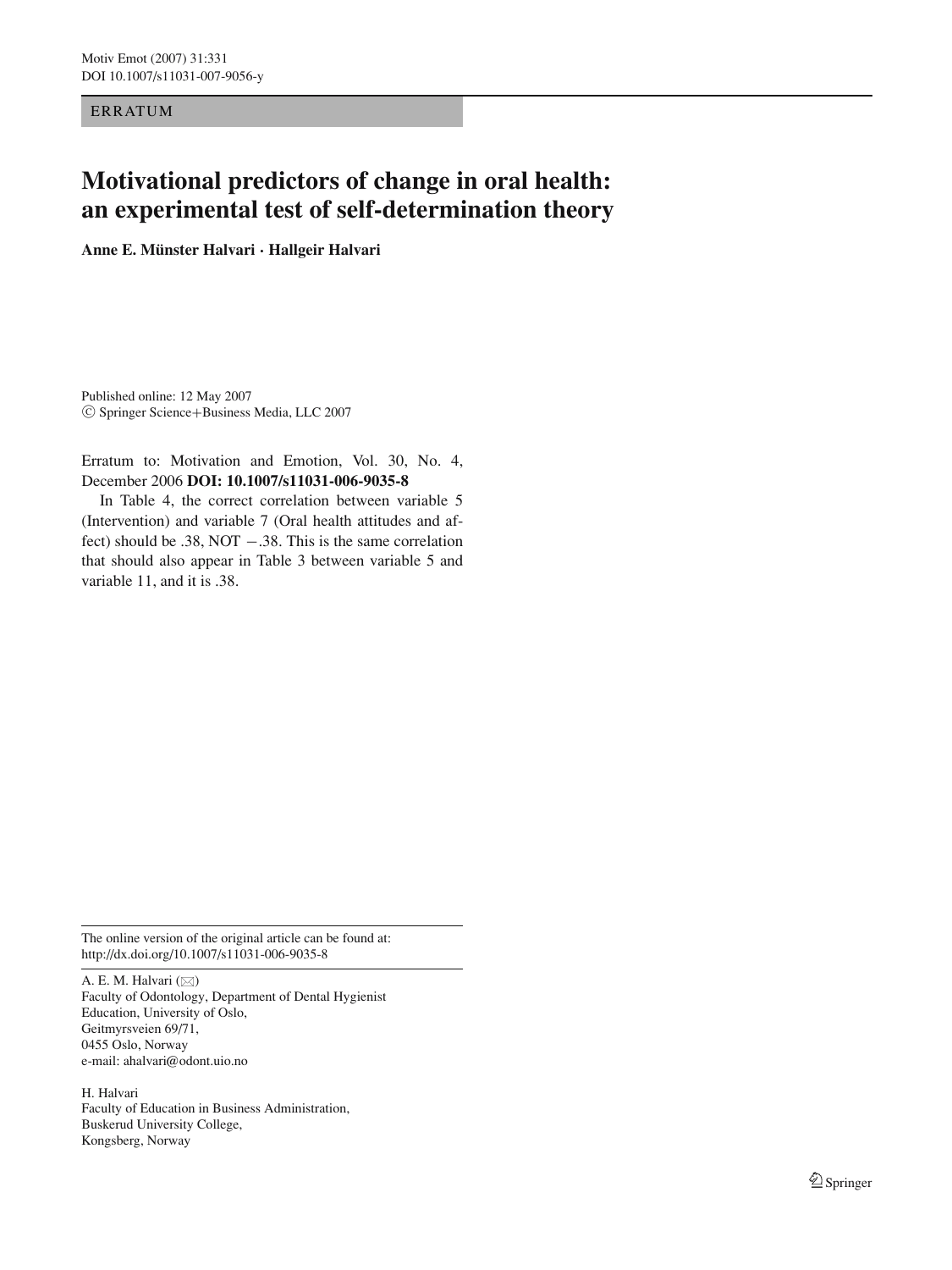ERRATUM

# Motivational predictors of change in oral health: an experimental test of self-determination theory

**Anne E. Münster Halvari · Hallgeir Halvari**

Published online: 12 May 2007
© Springer Science+Business Media, LLC 2007

Erratum to: Motivation and Emotion, Vol. 30, No. 4, December 2006 **DOI: 10.1007/s11031-006-9035-8**

In Table 4, the correct correlation between variable 5 (Intervention) and variable 7 (Oral health attitudes and affect) should be .38, NOT −.38. This is the same correlation that should also appear in Table 3 between variable 5 and variable 11, and it is .38.

The online version of the original article can be found at: http://dx.doi.org/10.1007/s11031-006-9035-8

A. E. M. Halvari (✉)
Faculty of Odontology, Department of Dental Hygienist Education, University of Oslo,
Geitmyrsveien 69/71,
0455 Oslo, Norway
e-mail: ahalvari@odont.uio.no

H. Halvari
Faculty of Education in Business Administration,
Buskerud University College,
Kongsberg, Norway